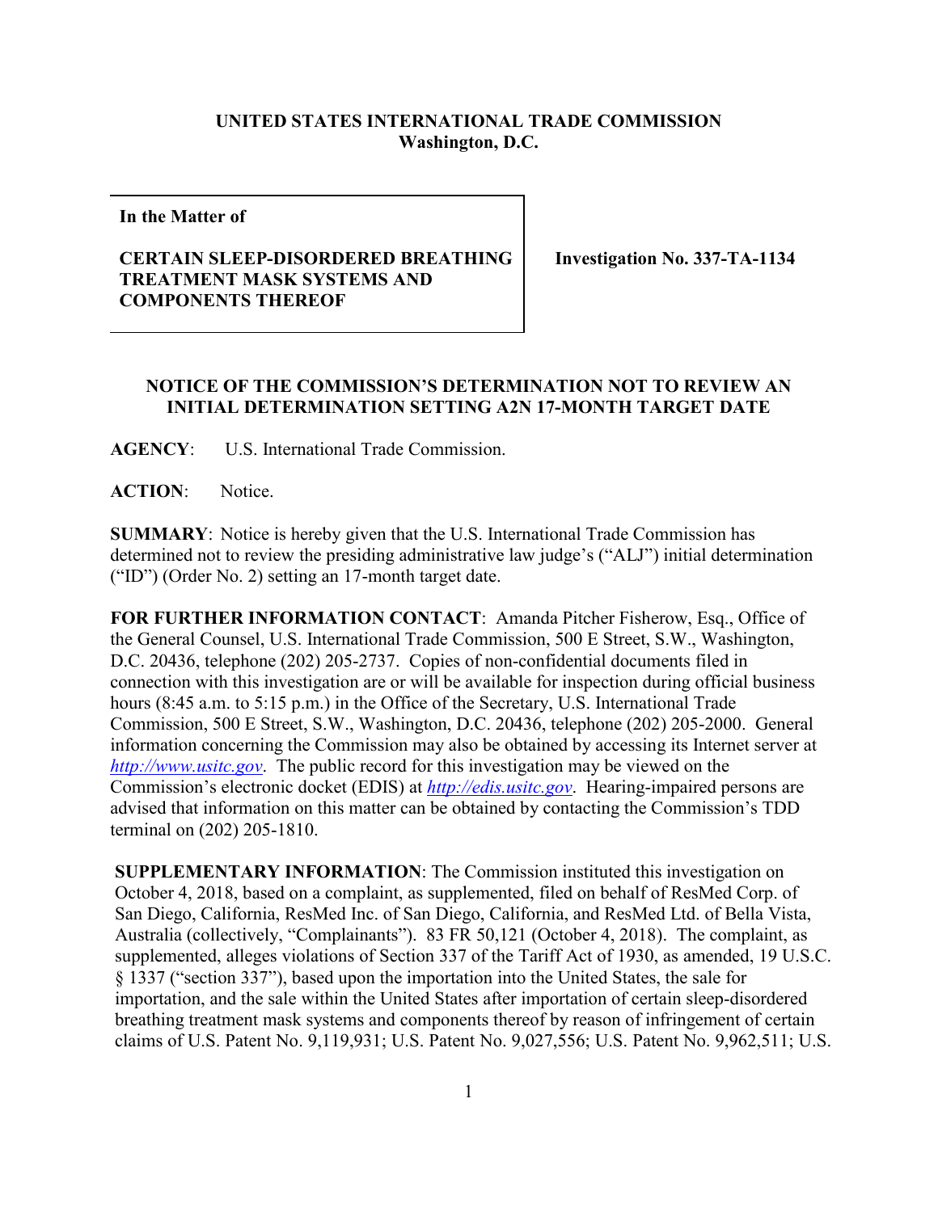**UNITED STATES INTERNATIONAL TRADE COMMISSION**
**Washington, D.C.**

| **In the Matter of**<br><br>**CERTAIN SLEEP-DISORDERED BREATHING TREATMENT MASK SYSTEMS AND COMPONENTS THEREOF** | **Investigation No. 337-TA-1134** |
| --- | --- |

**NOTICE OF THE COMMISSION'S DETERMINATION NOT TO REVIEW AN INITIAL DETERMINATION SETTING A2N 17-MONTH TARGET DATE**

**AGENCY**: U.S. International Trade Commission.

**ACTION**: Notice.

**SUMMARY**: Notice is hereby given that the U.S. International Trade Commission has determined not to review the presiding administrative law judge's ("ALJ") initial determination ("ID") (Order No. 2) setting an 17-month target date.

**FOR FURTHER INFORMATION CONTACT**: Amanda Pitcher Fisherow, Esq., Office of the General Counsel, U.S. International Trade Commission, 500 E Street, S.W., Washington, D.C. 20436, telephone (202) 205-2737. Copies of non-confidential documents filed in connection with this investigation are or will be available for inspection during official business hours (8:45 a.m. to 5:15 p.m.) in the Office of the Secretary, U.S. International Trade Commission, 500 E Street, S.W., Washington, D.C. 20436, telephone (202) 205-2000. General information concerning the Commission may also be obtained by accessing its Internet server at *http://www.usitc.gov*. The public record for this investigation may be viewed on the Commission's electronic docket (EDIS) at *http://edis.usitc.gov*. Hearing-impaired persons are advised that information on this matter can be obtained by contacting the Commission's TDD terminal on (202) 205-1810.

**SUPPLEMENTARY INFORMATION**: The Commission instituted this investigation on October 4, 2018, based on a complaint, as supplemented, filed on behalf of ResMed Corp. of San Diego, California, ResMed Inc. of San Diego, California, and ResMed Ltd. of Bella Vista, Australia (collectively, "Complainants"). 83 FR 50,121 (October 4, 2018). The complaint, as supplemented, alleges violations of Section 337 of the Tariff Act of 1930, as amended, 19 U.S.C. § 1337 ("section 337"), based upon the importation into the United States, the sale for importation, and the sale within the United States after importation of certain sleep-disordered breathing treatment mask systems and components thereof by reason of infringement of certain claims of U.S. Patent No. 9,119,931; U.S. Patent No. 9,027,556; U.S. Patent No. 9,962,511; U.S.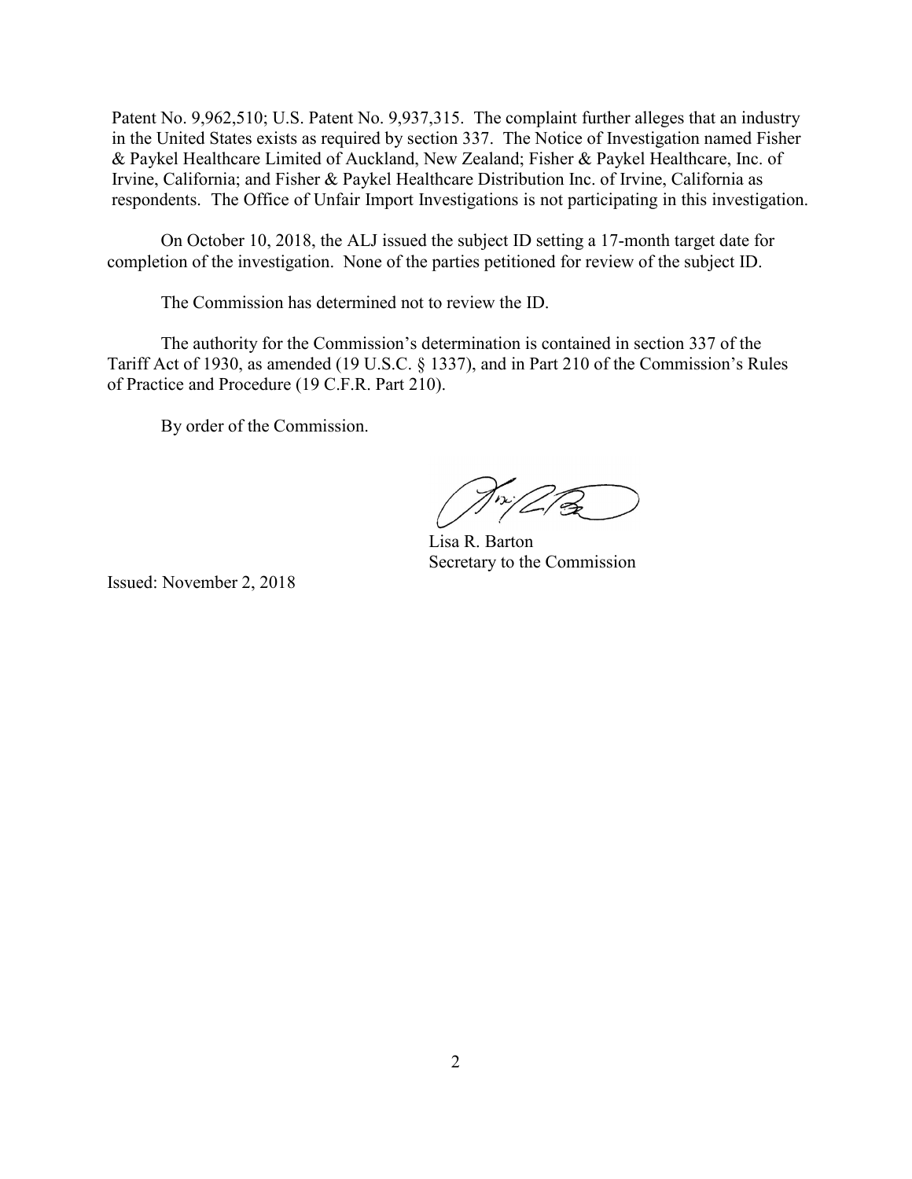Patent No. 9,962,510; U.S. Patent No. 9,937,315. The complaint further alleges that an industry in the United States exists as required by section 337. The Notice of Investigation named Fisher & Paykel Healthcare Limited of Auckland, New Zealand; Fisher & Paykel Healthcare, Inc. of Irvine, California; and Fisher & Paykel Healthcare Distribution Inc. of Irvine, California as respondents. The Office of Unfair Import Investigations is not participating in this investigation.

On October 10, 2018, the ALJ issued the subject ID setting a 17-month target date for completion of the investigation. None of the parties petitioned for review of the subject ID.

The Commission has determined not to review the ID.

The authority for the Commission's determination is contained in section 337 of the Tariff Act of 1930, as amended (19 U.S.C. § 1337), and in Part 210 of the Commission's Rules of Practice and Procedure (19 C.F.R. Part 210).

By order of the Commission.

Lisa R. Barton
Secretary to the Commission

Issued: November 2, 2018